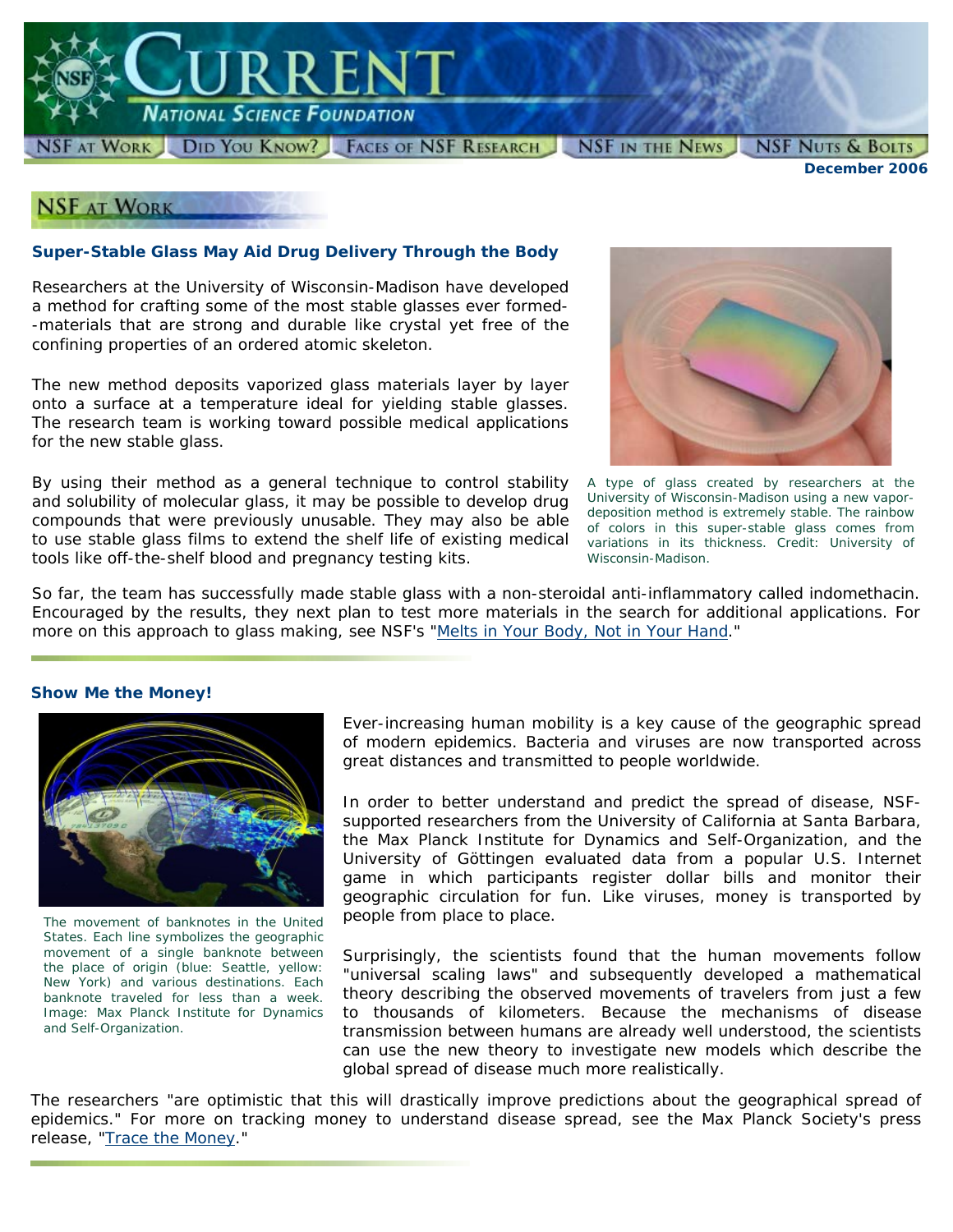# CURRENT
## NATIONAL SCIENCE FOUNDATION

NSF AT WORK | DID YOU KNOW? | FACES OF NSF RESEARCH | NSF IN THE NEWS | NSF NUTS & BOLTS

**December 2006**

## NSF AT WORK

### Super-Stable Glass May Aid Drug Delivery Through the Body

Researchers at the University of Wisconsin-Madison have developed a method for crafting some of the most stable glasses ever formed--materials that are strong and durable like crystal yet free of the confining properties of an ordered atomic skeleton.

The new method deposits vaporized glass materials layer by layer onto a surface at a temperature ideal for yielding stable glasses. The research team is working toward possible medical applications for the new stable glass.

By using their method as a general technique to control stability and solubility of molecular glass, it may be possible to develop drug compounds that were previously unusable. They may also be able to use stable glass films to extend the shelf life of existing medical tools like off-the-shelf blood and pregnancy testing kits.

A type of glass created by researchers at the University of Wisconsin-Madison using a new vapor-deposition method is extremely stable. The rainbow of colors in this super-stable glass comes from variations in its thickness. Credit: University of Wisconsin-Madison.

So far, the team has successfully made stable glass with a non-steroidal anti-inflammatory called indomethacin. Encouraged by the results, they next plan to test more materials in the search for additional applications. For more on this approach to glass making, see NSF's "Melts in Your Body, Not in Your Hand."

### Show Me the Money!

The movement of banknotes in the United States. Each line symbolizes the geographic movement of a single banknote between the place of origin (blue: Seattle, yellow: New York) and various destinations. Each banknote traveled for less than a week. Image: Max Planck Institute for Dynamics and Self-Organization.

Ever-increasing human mobility is a key cause of the geographic spread of modern epidemics. Bacteria and viruses are now transported across great distances and transmitted to people worldwide.

In order to better understand and predict the spread of disease, NSF-supported researchers from the University of California at Santa Barbara, the Max Planck Institute for Dynamics and Self-Organization, and the University of Göttingen evaluated data from a popular U.S. Internet game in which participants register dollar bills and monitor their geographic circulation for fun. Like viruses, money is transported by people from place to place.

Surprisingly, the scientists found that the human movements follow "universal scaling laws" and subsequently developed a mathematical theory describing the observed movements of travelers from just a few to thousands of kilometers. Because the mechanisms of disease transmission between humans are already well understood, the scientists can use the new theory to investigate new models which describe the global spread of disease much more realistically.

The researchers "are optimistic that this will drastically improve predictions about the geographical spread of epidemics." For more on tracking money to understand disease spread, see the Max Planck Society's press release, "Trace the Money."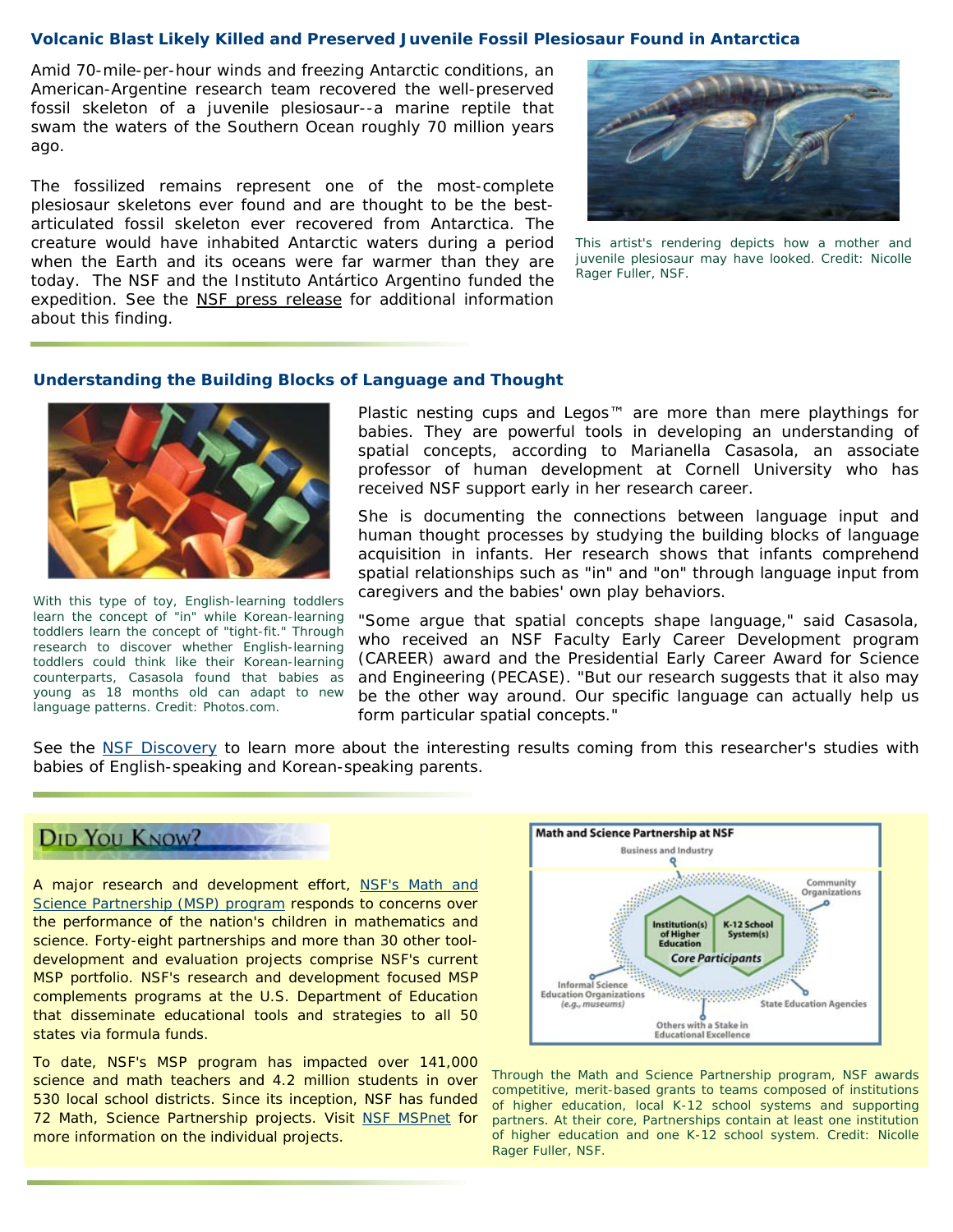### Volcanic Blast Likely Killed and Preserved Juvenile Fossil Plesiosaur Found in Antarctica

Amid 70-mile-per-hour winds and freezing Antarctic conditions, an American-Argentine research team recovered the well-preserved fossil skeleton of a juvenile plesiosaur--a marine reptile that swam the waters of the Southern Ocean roughly 70 million years ago.

The fossilized remains represent one of the most-complete plesiosaur skeletons ever found and are thought to be the best-articulated fossil skeleton ever recovered from Antarctica. The creature would have inhabited Antarctic waters during a period when the Earth and its oceans were far warmer than they are today. The NSF and the Instituto Antártico Argentino funded the expedition. See the NSF press release for additional information about this finding.

This artist's rendering depicts how a mother and juvenile plesiosaur may have looked. Credit: Nicolle Rager Fuller, NSF.

### Understanding the Building Blocks of Language and Thought

With this type of toy, English-learning toddlers learn the concept of "in" while Korean-learning toddlers learn the concept of "tight-fit." Through research to discover whether English-learning toddlers could think like their Korean-learning counterparts, Casasola found that babies as young as 18 months old can adapt to new language patterns. Credit: Photos.com.

Plastic nesting cups and Legos™ are more than mere playthings for babies. They are powerful tools in developing an understanding of spatial concepts, according to Marianella Casasola, an associate professor of human development at Cornell University who has received NSF support early in her research career.

She is documenting the connections between language input and human thought processes by studying the building blocks of language acquisition in infants. Her research shows that infants comprehend spatial relationships such as "in" and "on" through language input from caregivers and the babies' own play behaviors.

"Some argue that spatial concepts shape language," said Casasola, who received an NSF Faculty Early Career Development program (CAREER) award and the Presidential Early Career Award for Science and Engineering (PECASE). "But our research suggests that it also may be the other way around. Our specific language can actually help us form particular spatial concepts."

See the NSF Discovery to learn more about the interesting results coming from this researcher's studies with babies of English-speaking and Korean-speaking parents.

## Did You Know?

A major research and development effort, NSF's Math and Science Partnership (MSP) program responds to concerns over the performance of the nation's children in mathematics and science. Forty-eight partnerships and more than 30 other tool-development and evaluation projects comprise NSF's current MSP portfolio. NSF's research and development focused MSP complements programs at the U.S. Department of Education that disseminate educational tools and strategies to all 50 states via formula funds.

To date, NSF's MSP program has impacted over 141,000 science and math teachers and 4.2 million students in over 530 local school districts. Since its inception, NSF has funded 72 Math, Science Partnership projects. Visit NSF MSPnet for more information on the individual projects.

**Math and Science Partnership at NSF**

Business and Industry; Community Organizations; Institution(s) of Higher Education; K-12 School System(s); Core Participants; Informal Science Education Organizations (e.g., museums); State Education Agencies; Others with a Stake in Educational Excellence

Through the Math and Science Partnership program, NSF awards competitive, merit-based grants to teams composed of institutions of higher education, local K-12 school systems and supporting partners. At their core, Partnerships contain at least one institution of higher education and one K-12 school system. Credit: Nicolle Rager Fuller, NSF.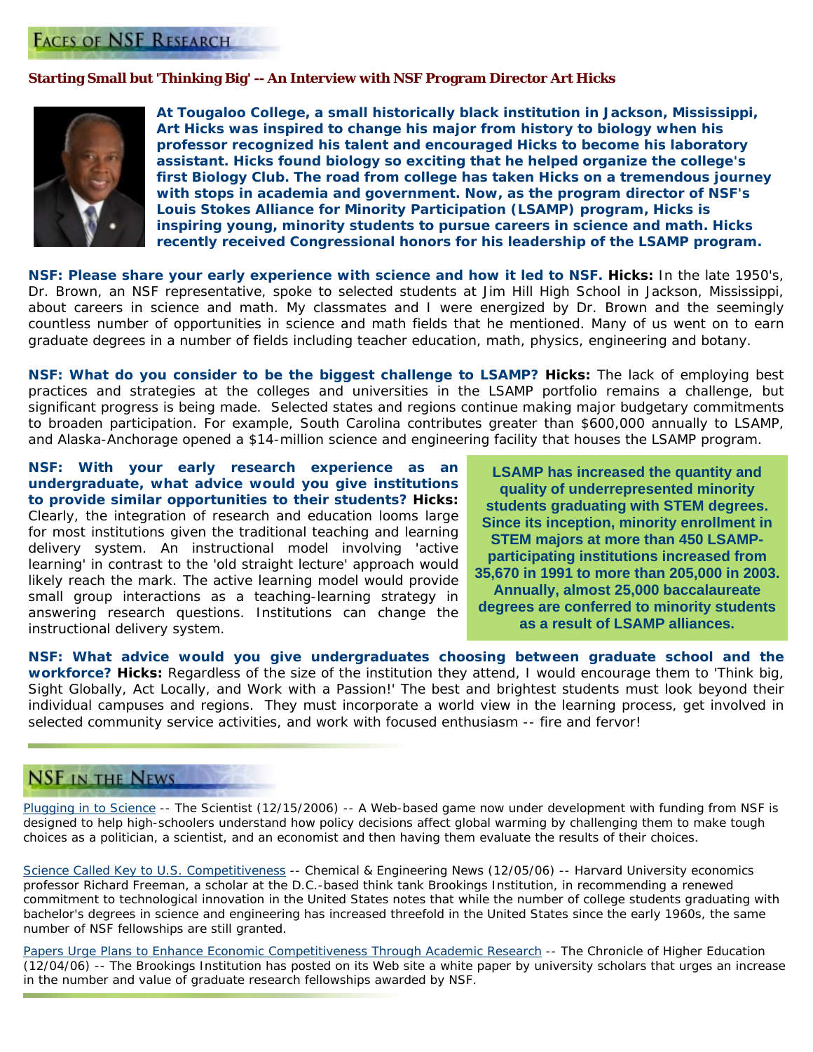## Faces of NSF Research

### Starting Small but 'Thinking Big' -- An Interview with NSF Program Director Art Hicks

**At Tougaloo College, a small historically black institution in Jackson, Mississippi, Art Hicks was inspired to change his major from history to biology when his professor recognized his talent and encouraged Hicks to become his laboratory assistant. Hicks found biology so exciting that he helped organize the college's first Biology Club. The road from college has taken Hicks on a tremendous journey with stops in academia and government. Now, as the program director of NSF's Louis Stokes Alliance for Minority Participation (LSAMP) program, Hicks is inspiring young, minority students to pursue careers in science and math. Hicks recently received Congressional honors for his leadership of the LSAMP program.**

**NSF: Please share your early experience with science and how it led to NSF. Hicks:** In the late 1950's, Dr. Brown, an NSF representative, spoke to selected students at Jim Hill High School in Jackson, Mississippi, about careers in science and math. My classmates and I were energized by Dr. Brown and the seemingly countless number of opportunities in science and math fields that he mentioned. Many of us went on to earn graduate degrees in a number of fields including teacher education, math, physics, engineering and botany.

**NSF: What do you consider to be the biggest challenge to LSAMP? Hicks:** The lack of employing best practices and strategies at the colleges and universities in the LSAMP portfolio remains a challenge, but significant progress is being made. Selected states and regions continue making major budgetary commitments to broaden participation. For example, South Carolina contributes greater than $600,000 annually to LSAMP, and Alaska-Anchorage opened a $14-million science and engineering facility that houses the LSAMP program.

**NSF: With your early research experience as an undergraduate, what advice would you give institutions to provide similar opportunities to their students? Hicks:** Clearly, the integration of research and education looms large for most institutions given the traditional teaching and learning delivery system. An instructional model involving 'active learning' in contrast to the 'old straight lecture' approach would likely reach the mark. The active learning model would provide small group interactions as a teaching-learning strategy in answering research questions. Institutions can change the instructional delivery system.

**LSAMP has increased the quantity and quality of underrepresented minority students graduating with STEM degrees. Since its inception, minority enrollment in STEM majors at more than 450 LSAMP-participating institutions increased from 35,670 in 1991 to more than 205,000 in 2003. Annually, almost 25,000 baccalaureate degrees are conferred to minority students as a result of LSAMP alliances.**

**NSF: What advice would you give undergraduates choosing between graduate school and the workforce? Hicks:** Regardless of the size of the institution they attend, I would encourage them to 'Think big, Sight Globally, Act Locally, and Work with a Passion!' The best and brightest students must look beyond their individual campuses and regions. They must incorporate a world view in the learning process, get involved in selected community service activities, and work with focused enthusiasm -- fire and fervor!

## NSF in the News

Plugging in to Science -- The Scientist (12/15/2006) -- A Web-based game now under development with funding from NSF is designed to help high-schoolers understand how policy decisions affect global warming by challenging them to make tough choices as a politician, a scientist, and an economist and then having them evaluate the results of their choices.

Science Called Key to U.S. Competitiveness -- Chemical & Engineering News (12/05/06) -- Harvard University economics professor Richard Freeman, a scholar at the D.C.-based think tank Brookings Institution, in recommending a renewed commitment to technological innovation in the United States notes that while the number of college students graduating with bachelor's degrees in science and engineering has increased threefold in the United States since the early 1960s, the same number of NSF fellowships are still granted.

Papers Urge Plans to Enhance Economic Competitiveness Through Academic Research -- The Chronicle of Higher Education (12/04/06) -- The Brookings Institution has posted on its Web site a white paper by university scholars that urges an increase in the number and value of graduate research fellowships awarded by NSF.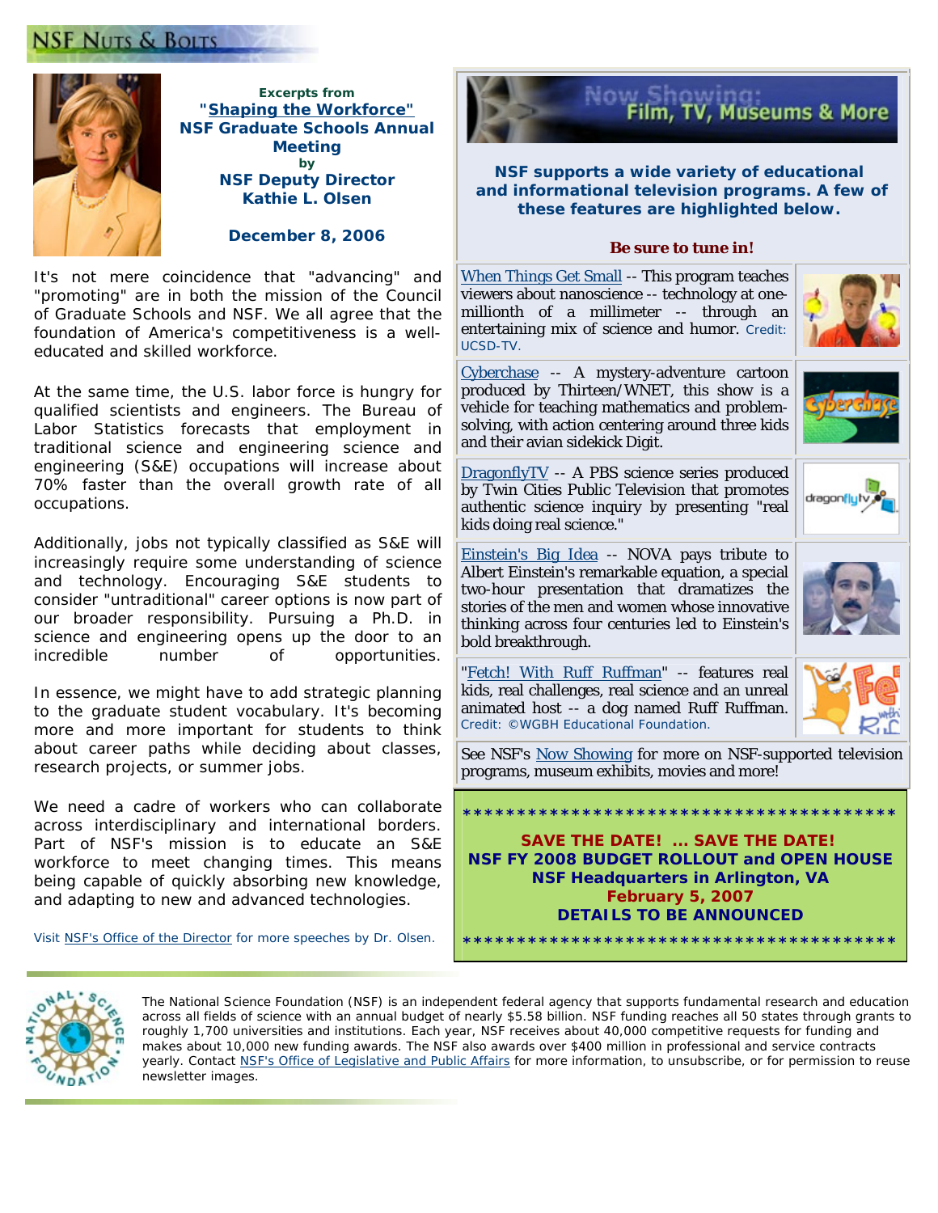# NSF Nuts & Bolts

**Excerpts from**
**"Shaping the Workforce"**
**NSF Graduate Schools Annual Meeting**
**by**
**NSF Deputy Director**
**Kathie L. Olsen**

**December 8, 2006**

It's not mere coincidence that "advancing" and "promoting" are in both the mission of the Council of Graduate Schools and NSF. We all agree that the foundation of America's competitiveness is a well-educated and skilled workforce.

At the same time, the U.S. labor force is hungry for qualified scientists and engineers. The Bureau of Labor Statistics forecasts that employment in traditional science and engineering science and engineering (S&E) occupations will increase about 70% faster than the overall growth rate of all occupations.

Additionally, jobs not typically classified as S&E will increasingly require some understanding of science and technology. Encouraging S&E students to consider "untraditional" career options is now part of our broader responsibility. Pursuing a Ph.D. in science and engineering opens up the door to an incredible number of opportunities.

In essence, we might have to add strategic planning to the graduate student vocabulary. It's becoming more and more important for students to think about career paths while deciding about classes, research projects, or summer jobs.

We need a cadre of workers who can collaborate across interdisciplinary and international borders. Part of NSF's mission is to educate an S&E workforce to meet changing times. This means being capable of quickly absorbing new knowledge, and adapting to new and advanced technologies.

Visit NSF's Office of the Director for more speeches by Dr. Olsen.

## Now Showing: Film, TV, Museums & More

**NSF supports a wide variety of educational and informational television programs. A few of these features are highlighted below.**

**Be sure to tune in!**

When Things Get Small -- This program teaches viewers about nanoscience -- technology at one-millionth of a millimeter -- through an entertaining mix of science and humor. Credit: UCSD-TV.

Cyberchase -- A mystery-adventure cartoon produced by Thirteen/WNET, this show is a vehicle for teaching mathematics and problem-solving, with action centering around three kids and their avian sidekick Digit.

DragonflyTV -- A PBS science series produced by Twin Cities Public Television that promotes authentic science inquiry by presenting "real kids doing real science."

Einstein's Big Idea -- NOVA pays tribute to Albert Einstein's remarkable equation, a special two-hour presentation that dramatizes the stories of the men and women whose innovative thinking across four centuries led to Einstein's bold breakthrough.

"Fetch! With Ruff Ruffman" -- features real kids, real challenges, real science and an unreal animated host -- a dog named Ruff Ruffman. Credit: ©WGBH Educational Foundation.

See NSF's Now Showing for more on NSF-supported television programs, museum exhibits, movies and more!

******************************************

**SAVE THE DATE! ... SAVE THE DATE!**
**NSF FY 2008 BUDGET ROLLOUT and OPEN HOUSE**
**NSF Headquarters in Arlington, VA**
**February 5, 2007**
**DETAILS TO BE ANNOUNCED**

******************************************

The National Science Foundation (NSF) is an independent federal agency that supports fundamental research and education across all fields of science with an annual budget of nearly $5.58 billion. NSF funding reaches all 50 states through grants to roughly 1,700 universities and institutions. Each year, NSF receives about 40,000 competitive requests for funding and makes about 10,000 new funding awards. The NSF also awards over $400 million in professional and service contracts yearly. Contact NSF's Office of Legislative and Public Affairs for more information, to unsubscribe, or for permission to reuse newsletter images.